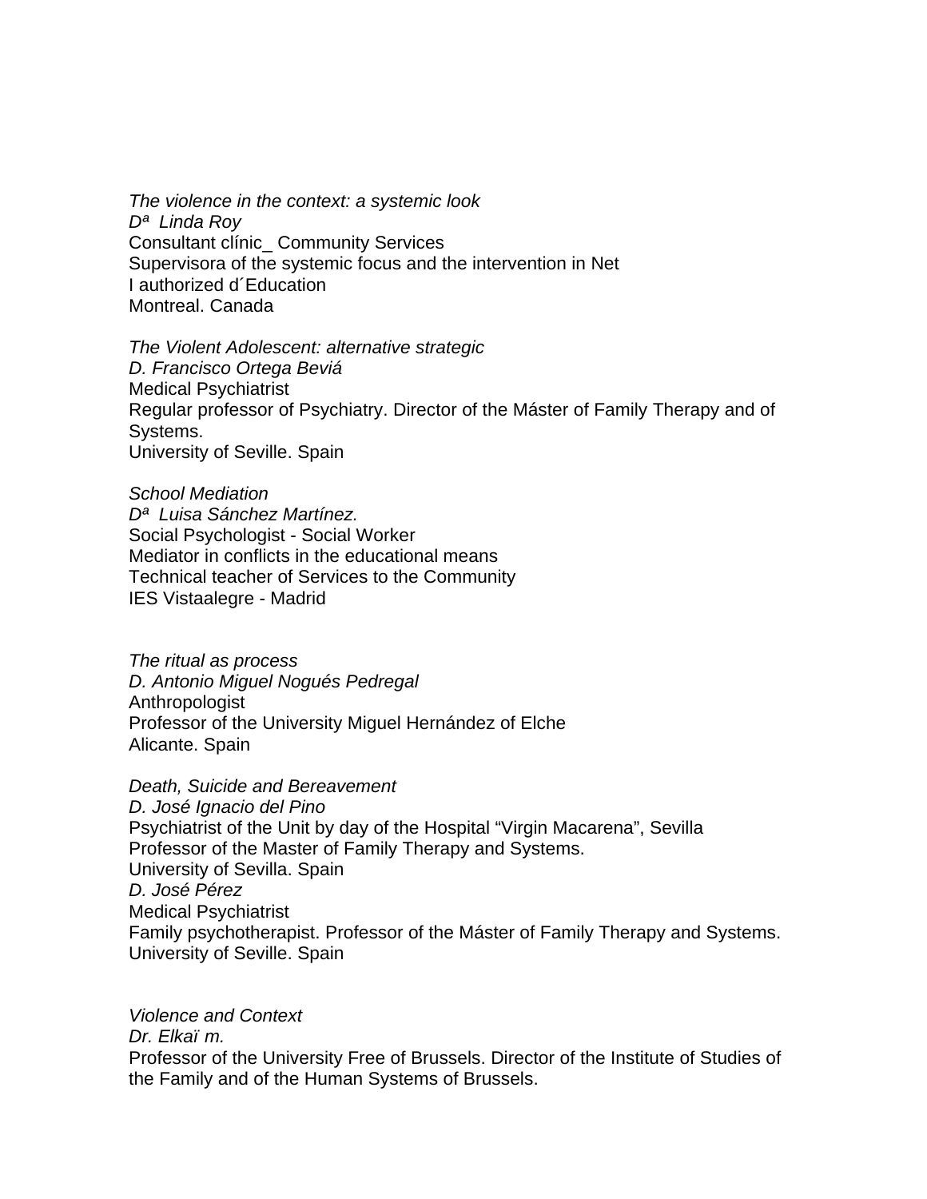*The violence in the context: a systemic look*
*Dª  Linda Roy*
Consultant clínic_ Community Services
Supervisora of the systemic focus and the intervention in Net
I authorized d´Education
Montreal. Canada

*The Violent Adolescent: alternative strategic*
*D. Francisco Ortega Beviá*
Medical Psychiatrist
Regular professor of Psychiatry. Director of the Máster of Family Therapy and of Systems.
University of Seville. Spain

*School Mediation*
*Dª  Luisa Sánchez Martínez.*
Social Psychologist - Social Worker
Mediator in conflicts in the educational means
Technical teacher of Services to the Community
IES Vistaalegre - Madrid

*The ritual as process*
*D. Antonio Miguel Nogués Pedregal*
Anthropologist
Professor of the University Miguel Hernández of Elche
Alicante. Spain

*Death, Suicide and Bereavement*
*D. José Ignacio del Pino*
Psychiatrist of the Unit by day of the Hospital “Virgin Macarena”, Sevilla
Professor of the Master of Family Therapy and Systems.
University of Sevilla. Spain
*D. José Pérez*
Medical Psychiatrist
Family psychotherapist. Professor of the Máster of Family Therapy and Systems.
University of Seville. Spain

*Violence and Context*
*Dr. Elkaï m.*
Professor of the University Free of Brussels. Director of the Institute of Studies of the Family and of the Human Systems of Brussels.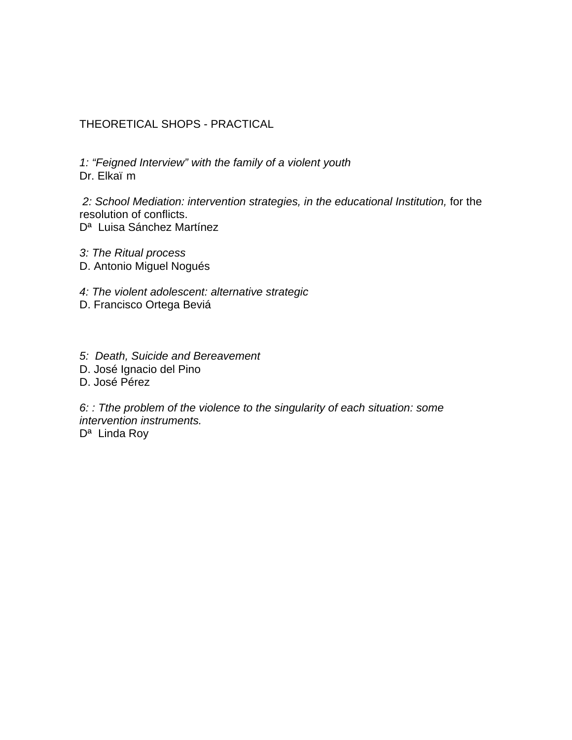THEORETICAL SHOPS - PRACTICAL

*1: "Feigned Interview" with the family of a violent youth*
Dr. Elkaï m

*2: School Mediation: intervention strategies, in the educational Institution,* for the resolution of conflicts.
Dª Luisa Sánchez Martínez

*3: The Ritual process*
D. Antonio Miguel Nogués

*4: The violent adolescent: alternative strategic*
D. Francisco Ortega Beviá

*5: Death, Suicide and Bereavement*
D. José Ignacio del Pino
D. José Pérez

*6: : Tthe problem of the violence to the singularity of each situation: some intervention instruments.*
Dª Linda Roy